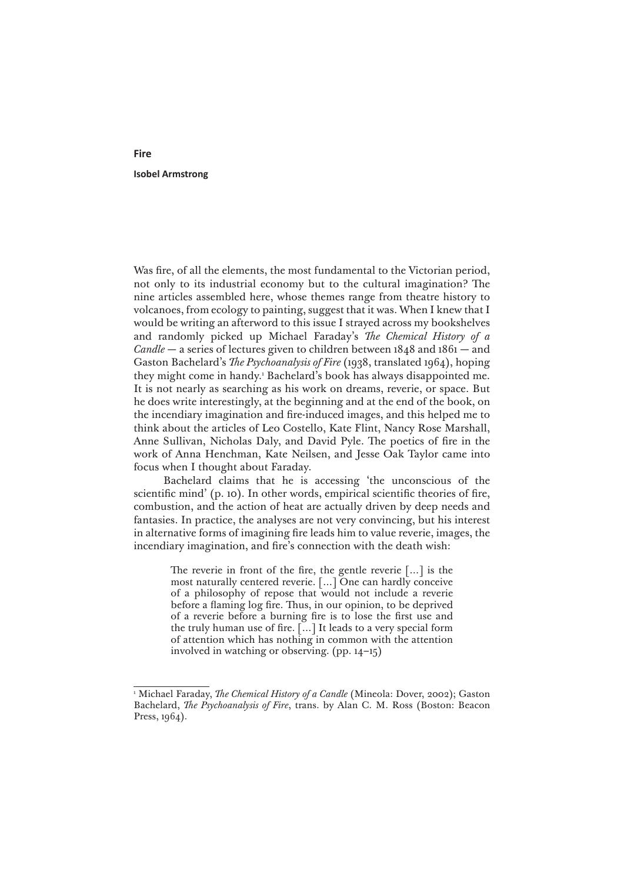# Fire

**Isobel Armstrong**

Was fire, of all the elements, the most fundamental to the Victorian period, not only to its industrial economy but to the cultural imagination? The nine articles assembled here, whose themes range from theatre history to volcanoes, from ecology to painting, suggest that it was. When I knew that I would be writing an afterword to this issue I strayed across my bookshelves and randomly picked up Michael Faraday's *The Chemical History of a Candle* — a series of lectures given to children between 1848 and 1861 — and Gaston Bachelard's *The Psychoanalysis of Fire* (1938, translated 1964), hoping they might come in handy.[1] Bachelard's book has always disappointed me. It is not nearly as searching as his work on dreams, reverie, or space. But he does write interestingly, at the beginning and at the end of the book, on the incendiary imagination and fire-induced images, and this helped me to think about the articles of Leo Costello, Kate Flint, Nancy Rose Marshall, Anne Sullivan, Nicholas Daly, and David Pyle. The poetics of fire in the work of Anna Henchman, Kate Neilsen, and Jesse Oak Taylor came into focus when I thought about Faraday.

Bachelard claims that he is accessing 'the unconscious of the scientific mind' (p. 10). In other words, empirical scientific theories of fire, combustion, and the action of heat are actually driven by deep needs and fantasies. In practice, the analyses are not very convincing, but his interest in alternative forms of imagining fire leads him to value reverie, images, the incendiary imagination, and fire's connection with the death wish:

> The reverie in front of the fire, the gentle reverie [...] is the most naturally centered reverie. [...] One can hardly conceive of a philosophy of repose that would not include a reverie before a flaming log fire. Thus, in our opinion, to be deprived of a reverie before a burning fire is to lose the first use and the truly human use of fire. [...] It leads to a very special form of attention which has nothing in common with the attention involved in watching or observing. (pp. 14–15)

[1] Michael Faraday, *The Chemical History of a Candle* (Mineola: Dover, 2002); Gaston Bachelard, *The Psychoanalysis of Fire*, trans. by Alan C. M. Ross (Boston: Beacon Press, 1964).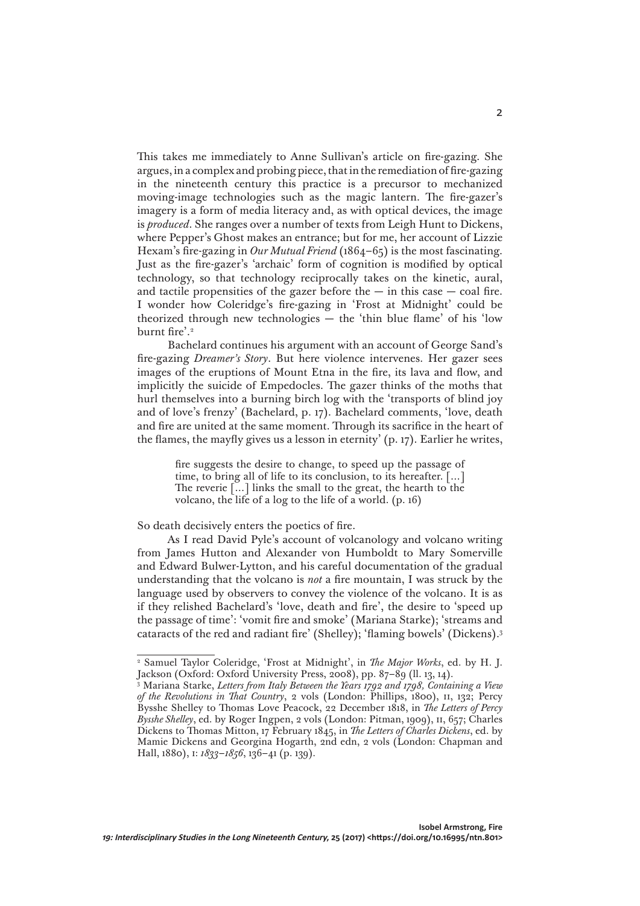This takes me immediately to Anne Sullivan's article on fire-gazing. She argues, in a complex and probing piece, that in the remediation of fire-gazing in the nineteenth century this practice is a precursor to mechanized moving-image technologies such as the magic lantern. The fire-gazer's imagery is a form of media literacy and, as with optical devices, the image is *produced*. She ranges over a number of texts from Leigh Hunt to Dickens, where Pepper's Ghost makes an entrance; but for me, her account of Lizzie Hexam's fire-gazing in *Our Mutual Friend* (1864–65) is the most fascinating. Just as the fire-gazer's 'archaic' form of cognition is modified by optical technology, so that technology reciprocally takes on the kinetic, aural, and tactile propensities of the gazer before the — in this case — coal fire. I wonder how Coleridge's fire-gazing in 'Frost at Midnight' could be theorized through new technologies — the 'thin blue flame' of his 'low burnt fire'.[2]

Bachelard continues his argument with an account of George Sand's fire-gazing *Dreamer's Story*. But here violence intervenes. Her gazer sees images of the eruptions of Mount Etna in the fire, its lava and flow, and implicitly the suicide of Empedocles. The gazer thinks of the moths that hurl themselves into a burning birch log with the 'transports of blind joy and of love's frenzy' (Bachelard, p. 17). Bachelard comments, 'love, death and fire are united at the same moment. Through its sacrifice in the heart of the flames, the mayfly gives us a lesson in eternity' (p. 17). Earlier he writes,

> fire suggests the desire to change, to speed up the passage of time, to bring all of life to its conclusion, to its hereafter. [...] The reverie [...] links the small to the great, the hearth to the volcano, the life of a log to the life of a world. (p. 16)

So death decisively enters the poetics of fire.

As I read David Pyle's account of volcanology and volcano writing from James Hutton and Alexander von Humboldt to Mary Somerville and Edward Bulwer-Lytton, and his careful documentation of the gradual understanding that the volcano is *not* a fire mountain, I was struck by the language used by observers to convey the violence of the volcano. It is as if they relished Bachelard's 'love, death and fire', the desire to 'speed up the passage of time': 'vomit fire and smoke' (Mariana Starke); 'streams and cataracts of the red and radiant fire' (Shelley); 'flaming bowels' (Dickens).[3]

---

[2] Samuel Taylor Coleridge, 'Frost at Midnight', in *The Major Works*, ed. by H. J. Jackson (Oxford: Oxford University Press, 2008), pp. 87–89 (ll. 13, 14).

[3] Mariana Starke, *Letters from Italy Between the Years 1792 and 1798, Containing a View of the Revolutions in That Country*, 2 vols (London: Phillips, 1800), II, 132; Percy Bysshe Shelley to Thomas Love Peacock, 22 December 1818, in *The Letters of Percy Bysshe Shelley*, ed. by Roger Ingpen, 2 vols (London: Pitman, 1909), II, 657; Charles Dickens to Thomas Mitton, 17 February 1845, in *The Letters of Charles Dickens*, ed. by Mamie Dickens and Georgina Hogarth, 2nd edn, 2 vols (London: Chapman and Hall, 1880), I: *1833–1856*, 136–41 (p. 139).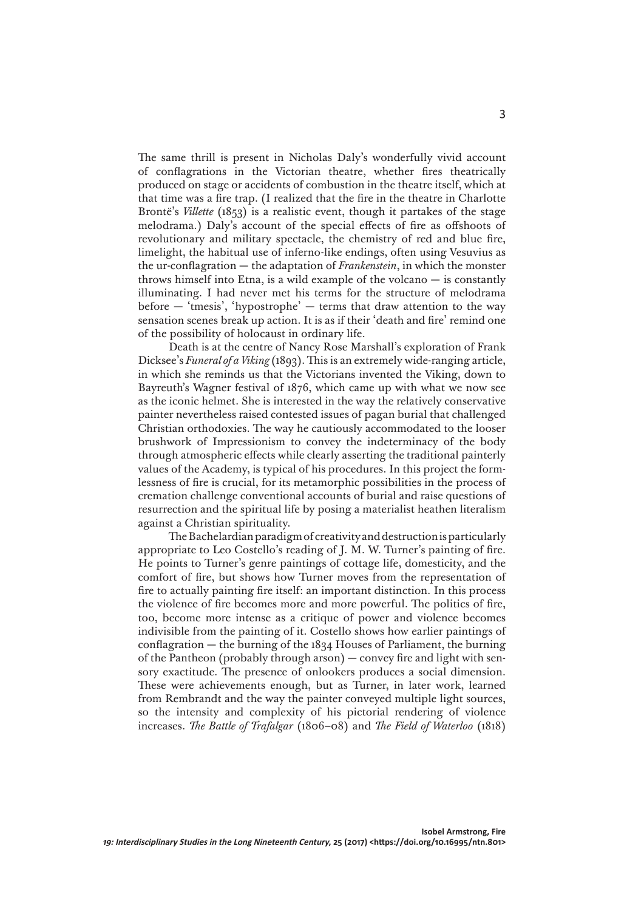The same thrill is present in Nicholas Daly's wonderfully vivid account of conflagrations in the Victorian theatre, whether fires theatrically produced on stage or accidents of combustion in the theatre itself, which at that time was a fire trap. (I realized that the fire in the theatre in Charlotte Brontë's *Villette* (1853) is a realistic event, though it partakes of the stage melodrama.) Daly's account of the special effects of fire as offshoots of revolutionary and military spectacle, the chemistry of red and blue fire, limelight, the habitual use of inferno-like endings, often using Vesuvius as the ur-conflagration — the adaptation of *Frankenstein*, in which the monster throws himself into Etna, is a wild example of the volcano — is constantly illuminating. I had never met his terms for the structure of melodrama before — 'tmesis', 'hypostrophe' — terms that draw attention to the way sensation scenes break up action. It is as if their 'death and fire' remind one of the possibility of holocaust in ordinary life.

Death is at the centre of Nancy Rose Marshall's exploration of Frank Dicksee's *Funeral of a Viking* (1893). This is an extremely wide-ranging article, in which she reminds us that the Victorians invented the Viking, down to Bayreuth's Wagner festival of 1876, which came up with what we now see as the iconic helmet. She is interested in the way the relatively conservative painter nevertheless raised contested issues of pagan burial that challenged Christian orthodoxies. The way he cautiously accommodated to the looser brushwork of Impressionism to convey the indeterminacy of the body through atmospheric effects while clearly asserting the traditional painterly values of the Academy, is typical of his procedures. In this project the formlessness of fire is crucial, for its metamorphic possibilities in the process of cremation challenge conventional accounts of burial and raise questions of resurrection and the spiritual life by posing a materialist heathen literalism against a Christian spirituality.

The Bachelardian paradigm of creativity and destruction is particularly appropriate to Leo Costello's reading of J. M. W. Turner's painting of fire. He points to Turner's genre paintings of cottage life, domesticity, and the comfort of fire, but shows how Turner moves from the representation of fire to actually painting fire itself: an important distinction. In this process the violence of fire becomes more and more powerful. The politics of fire, too, become more intense as a critique of power and violence becomes indivisible from the painting of it. Costello shows how earlier paintings of conflagration — the burning of the 1834 Houses of Parliament, the burning of the Pantheon (probably through arson) — convey fire and light with sensory exactitude. The presence of onlookers produces a social dimension. These were achievements enough, but as Turner, in later work, learned from Rembrandt and the way the painter conveyed multiple light sources, so the intensity and complexity of his pictorial rendering of violence increases. *The Battle of Trafalgar* (1806–08) and *The Field of Waterloo* (1818)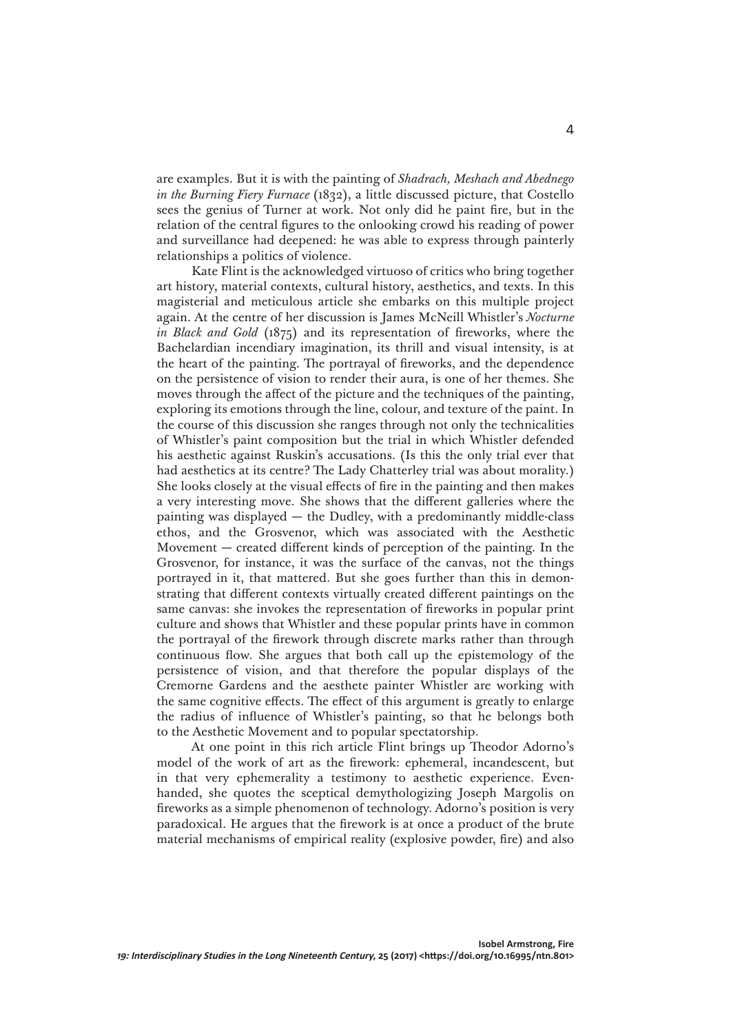are examples. But it is with the painting of *Shadrach, Meshach and Abednego in the Burning Fiery Furnace* (1832), a little discussed picture, that Costello sees the genius of Turner at work. Not only did he paint fire, but in the relation of the central figures to the onlooking crowd his reading of power and surveillance had deepened: he was able to express through painterly relationships a politics of violence.

Kate Flint is the acknowledged virtuoso of critics who bring together art history, material contexts, cultural history, aesthetics, and texts. In this magisterial and meticulous article she embarks on this multiple project again. At the centre of her discussion is James McNeill Whistler's *Nocturne in Black and Gold* (1875) and its representation of fireworks, where the Bachelardian incendiary imagination, its thrill and visual intensity, is at the heart of the painting. The portrayal of fireworks, and the dependence on the persistence of vision to render their aura, is one of her themes. She moves through the affect of the picture and the techniques of the painting, exploring its emotions through the line, colour, and texture of the paint. In the course of this discussion she ranges through not only the technicalities of Whistler's paint composition but the trial in which Whistler defended his aesthetic against Ruskin's accusations. (Is this the only trial ever that had aesthetics at its centre? The Lady Chatterley trial was about morality.) She looks closely at the visual effects of fire in the painting and then makes a very interesting move. She shows that the different galleries where the painting was displayed — the Dudley, with a predominantly middle-class ethos, and the Grosvenor, which was associated with the Aesthetic Movement — created different kinds of perception of the painting. In the Grosvenor, for instance, it was the surface of the canvas, not the things portrayed in it, that mattered. But she goes further than this in demonstrating that different contexts virtually created different paintings on the same canvas: she invokes the representation of fireworks in popular print culture and shows that Whistler and these popular prints have in common the portrayal of the firework through discrete marks rather than through continuous flow. She argues that both call up the epistemology of the persistence of vision, and that therefore the popular displays of the Cremorne Gardens and the aesthete painter Whistler are working with the same cognitive effects. The effect of this argument is greatly to enlarge the radius of influence of Whistler's painting, so that he belongs both to the Aesthetic Movement and to popular spectatorship.

At one point in this rich article Flint brings up Theodor Adorno's model of the work of art as the firework: ephemeral, incandescent, but in that very ephemerality a testimony to aesthetic experience. Even-handed, she quotes the sceptical demythologizing Joseph Margolis on fireworks as a simple phenomenon of technology. Adorno's position is very paradoxical. He argues that the firework is at once a product of the brute material mechanisms of empirical reality (explosive powder, fire) and also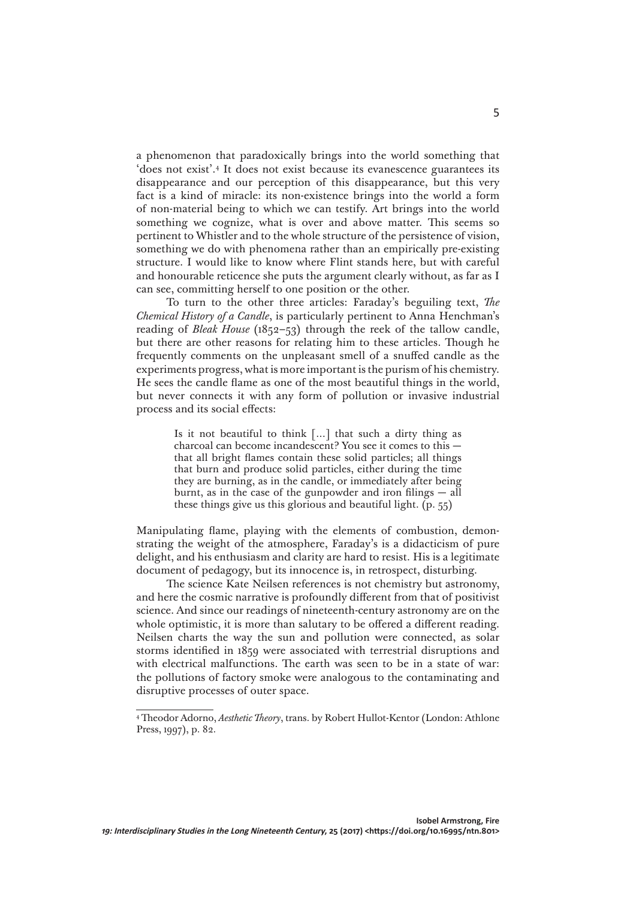a phenomenon that paradoxically brings into the world something that 'does not exist'.[4] It does not exist because its evanescence guarantees its disappearance and our perception of this disappearance, but this very fact is a kind of miracle: its non-existence brings into the world a form of non-material being to which we can testify. Art brings into the world something we cognize, what is over and above matter. This seems so pertinent to Whistler and to the whole structure of the persistence of vision, something we do with phenomena rather than an empirically pre-existing structure. I would like to know where Flint stands here, but with careful and honourable reticence she puts the argument clearly without, as far as I can see, committing herself to one position or the other.

To turn to the other three articles: Faraday's beguiling text, *The Chemical History of a Candle*, is particularly pertinent to Anna Henchman's reading of *Bleak House* (1852–53) through the reek of the tallow candle, but there are other reasons for relating him to these articles. Though he frequently comments on the unpleasant smell of a snuffed candle as the experiments progress, what is more important is the purism of his chemistry. He sees the candle flame as one of the most beautiful things in the world, but never connects it with any form of pollution or invasive industrial process and its social effects:

> Is it not beautiful to think [...] that such a dirty thing as charcoal can become incandescent? You see it comes to this — that all bright flames contain these solid particles; all things that burn and produce solid particles, either during the time they are burning, as in the candle, or immediately after being burnt, as in the case of the gunpowder and iron filings — all these things give us this glorious and beautiful light. (p. 55)

Manipulating flame, playing with the elements of combustion, demonstrating the weight of the atmosphere, Faraday's is a didacticism of pure delight, and his enthusiasm and clarity are hard to resist. His is a legitimate document of pedagogy, but its innocence is, in retrospect, disturbing.

The science Kate Neilsen references is not chemistry but astronomy, and here the cosmic narrative is profoundly different from that of positivist science. And since our readings of nineteenth-century astronomy are on the whole optimistic, it is more than salutary to be offered a different reading. Neilsen charts the way the sun and pollution were connected, as solar storms identified in 1859 were associated with terrestrial disruptions and with electrical malfunctions. The earth was seen to be in a state of war: the pollutions of factory smoke were analogous to the contaminating and disruptive processes of outer space.

[4] Theodor Adorno, *Aesthetic Theory*, trans. by Robert Hullot-Kentor (London: Athlone Press, 1997), p. 82.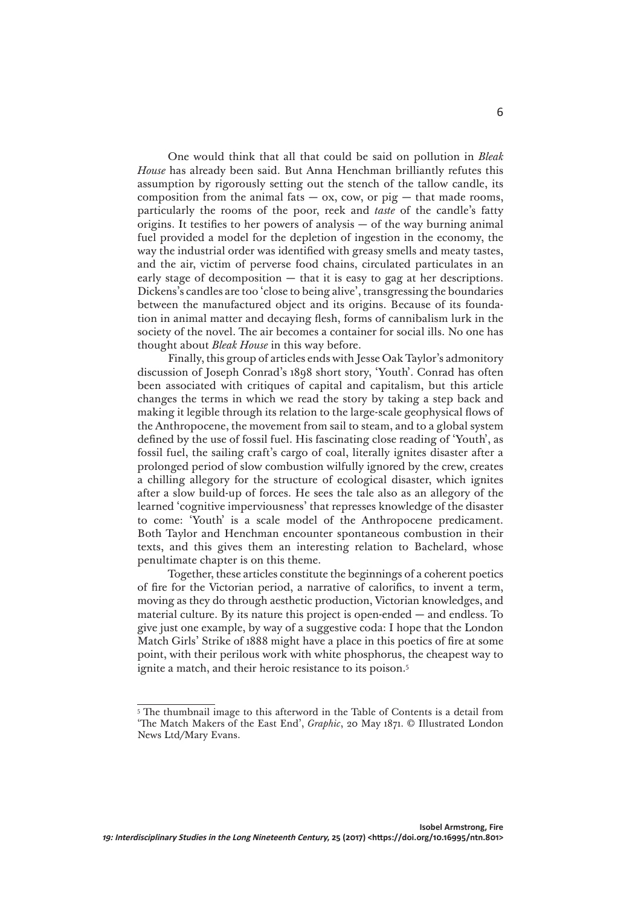One would think that all that could be said on pollution in *Bleak House* has already been said. But Anna Henchman brilliantly refutes this assumption by rigorously setting out the stench of the tallow candle, its composition from the animal fats — ox, cow, or pig — that made rooms, particularly the rooms of the poor, reek and *taste* of the candle's fatty origins. It testifies to her powers of analysis — of the way burning animal fuel provided a model for the depletion of ingestion in the economy, the way the industrial order was identified with greasy smells and meaty tastes, and the air, victim of perverse food chains, circulated particulates in an early stage of decomposition — that it is easy to gag at her descriptions. Dickens's candles are too 'close to being alive', transgressing the boundaries between the manufactured object and its origins. Because of its foundation in animal matter and decaying flesh, forms of cannibalism lurk in the society of the novel. The air becomes a container for social ills. No one has thought about *Bleak House* in this way before.

Finally, this group of articles ends with Jesse Oak Taylor's admonitory discussion of Joseph Conrad's 1898 short story, 'Youth'. Conrad has often been associated with critiques of capital and capitalism, but this article changes the terms in which we read the story by taking a step back and making it legible through its relation to the large-scale geophysical flows of the Anthropocene, the movement from sail to steam, and to a global system defined by the use of fossil fuel. His fascinating close reading of 'Youth', as fossil fuel, the sailing craft's cargo of coal, literally ignites disaster after a prolonged period of slow combustion wilfully ignored by the crew, creates a chilling allegory for the structure of ecological disaster, which ignites after a slow build-up of forces. He sees the tale also as an allegory of the learned 'cognitive imperviousness' that represses knowledge of the disaster to come: 'Youth' is a scale model of the Anthropocene predicament. Both Taylor and Henchman encounter spontaneous combustion in their texts, and this gives them an interesting relation to Bachelard, whose penultimate chapter is on this theme.

Together, these articles constitute the beginnings of a coherent poetics of fire for the Victorian period, a narrative of calorifics, to invent a term, moving as they do through aesthetic production, Victorian knowledges, and material culture. By its nature this project is open-ended — and endless. To give just one example, by way of a suggestive coda: I hope that the London Match Girls' Strike of 1888 might have a place in this poetics of fire at some point, with their perilous work with white phosphorus, the cheapest way to ignite a match, and their heroic resistance to its poison.[5]

[5] The thumbnail image to this afterword in the Table of Contents is a detail from 'The Match Makers of the East End', *Graphic*, 20 May 1871. © Illustrated London News Ltd/Mary Evans.